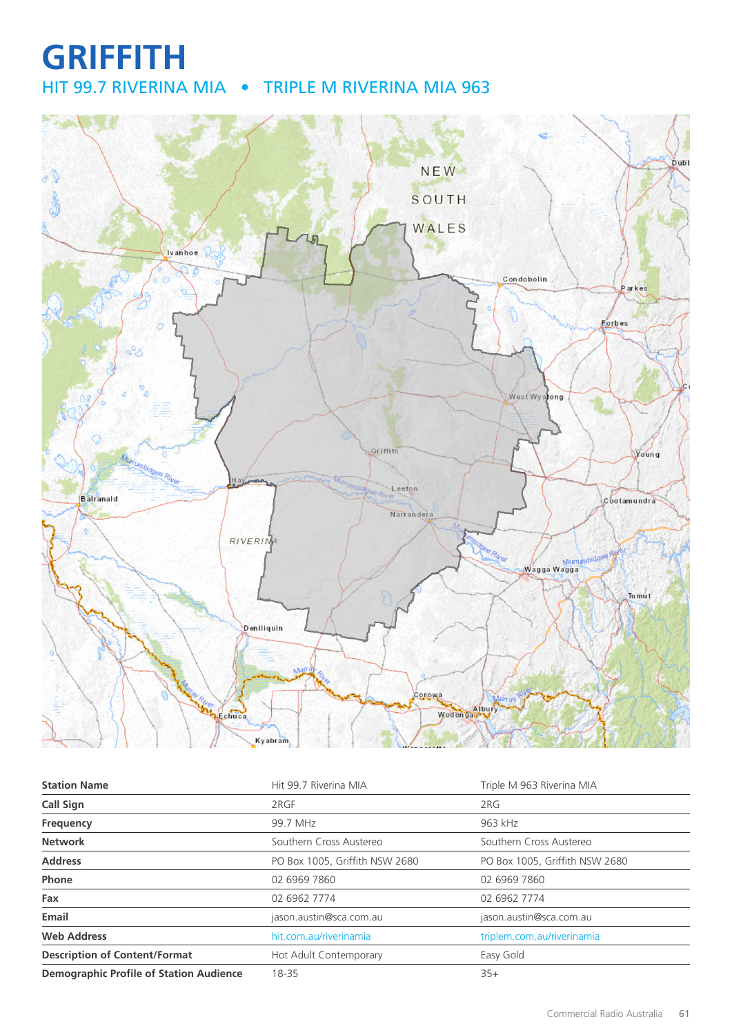# GRIFFITH

## HIT 99.7 RIVERINA MIA • TRIPLE M RIVERINA MIA 963

| Station Name | Hit 99.7 Riverina MIA | Triple M 963 Riverina MIA |
|---|---|---|
| Call Sign | 2RGF | 2RG |
| Frequency | 99.7 MHz | 963 kHz |
| Network | Southern Cross Austereo | Southern Cross Austereo |
| Address | PO Box 1005, Griffith NSW 2680 | PO Box 1005, Griffith NSW 2680 |
| Phone | 02 6969 7860 | 02 6969 7860 |
| Fax | 02 6962 7774 | 02 6962 7774 |
| Email | jason.austin@sca.com.au | jason.austin@sca.com.au |
| Web Address | hit.com.au/riverinamia | triplem.com.au/riverinamia |
| Description of Content/Format | Hot Adult Contemporary | Easy Gold |
| Demographic Profile of Station Audience | 18-35 | 35+ |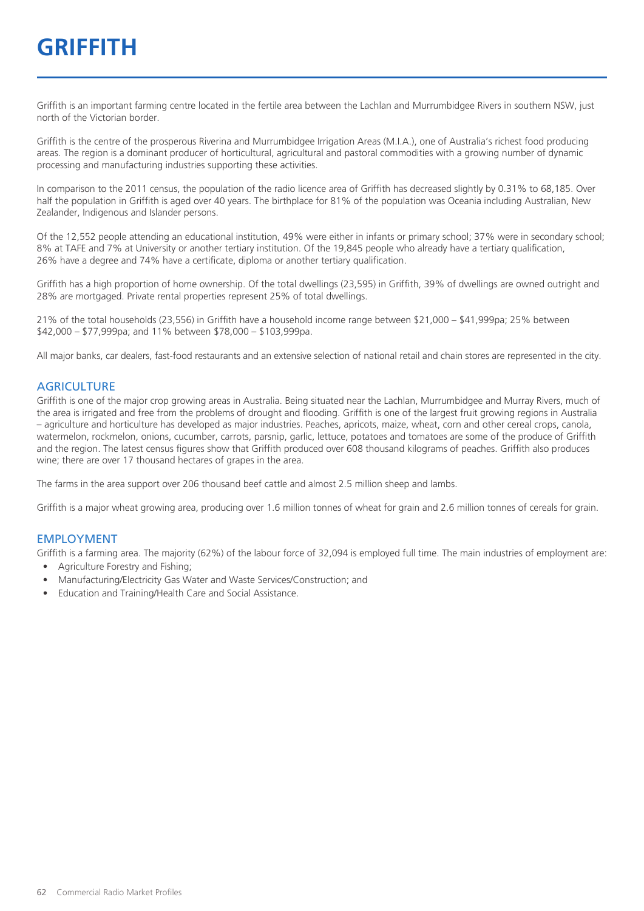# GRIFFITH

Griffith is an important farming centre located in the fertile area between the Lachlan and Murrumbidgee Rivers in southern NSW, just north of the Victorian border.

Griffith is the centre of the prosperous Riverina and Murrumbidgee Irrigation Areas (M.I.A.), one of Australia's richest food producing areas. The region is a dominant producer of horticultural, agricultural and pastoral commodities with a growing number of dynamic processing and manufacturing industries supporting these activities.

In comparison to the 2011 census, the population of the radio licence area of Griffith has decreased slightly by 0.31% to 68,185. Over half the population in Griffith is aged over 40 years. The birthplace for 81% of the population was Oceania including Australian, New Zealander, Indigenous and Islander persons.

Of the 12,552 people attending an educational institution, 49% were either in infants or primary school; 37% were in secondary school; 8% at TAFE and 7% at University or another tertiary institution. Of the 19,845 people who already have a tertiary qualification, 26% have a degree and 74% have a certificate, diploma or another tertiary qualification.

Griffith has a high proportion of home ownership. Of the total dwellings (23,595) in Griffith, 39% of dwellings are owned outright and 28% are mortgaged. Private rental properties represent 25% of total dwellings.

21% of the total households (23,556) in Griffith have a household income range between $21,000 – $41,999pa; 25% between $42,000 – $77,999pa; and 11% between $78,000 – $103,999pa.

All major banks, car dealers, fast-food restaurants and an extensive selection of national retail and chain stores are represented in the city.

## AGRICULTURE

Griffith is one of the major crop growing areas in Australia. Being situated near the Lachlan, Murrumbidgee and Murray Rivers, much of the area is irrigated and free from the problems of drought and flooding. Griffith is one of the largest fruit growing regions in Australia – agriculture and horticulture has developed as major industries. Peaches, apricots, maize, wheat, corn and other cereal crops, canola, watermelon, rockmelon, onions, cucumber, carrots, parsnip, garlic, lettuce, potatoes and tomatoes are some of the produce of Griffith and the region. The latest census figures show that Griffith produced over 608 thousand kilograms of peaches. Griffith also produces wine; there are over 17 thousand hectares of grapes in the area.

The farms in the area support over 206 thousand beef cattle and almost 2.5 million sheep and lambs.

Griffith is a major wheat growing area, producing over 1.6 million tonnes of wheat for grain and 2.6 million tonnes of cereals for grain.

## EMPLOYMENT

Griffith is a farming area. The majority (62%) of the labour force of 32,094 is employed full time. The main industries of employment are:

- Agriculture Forestry and Fishing;
- Manufacturing/Electricity Gas Water and Waste Services/Construction; and
- Education and Training/Health Care and Social Assistance.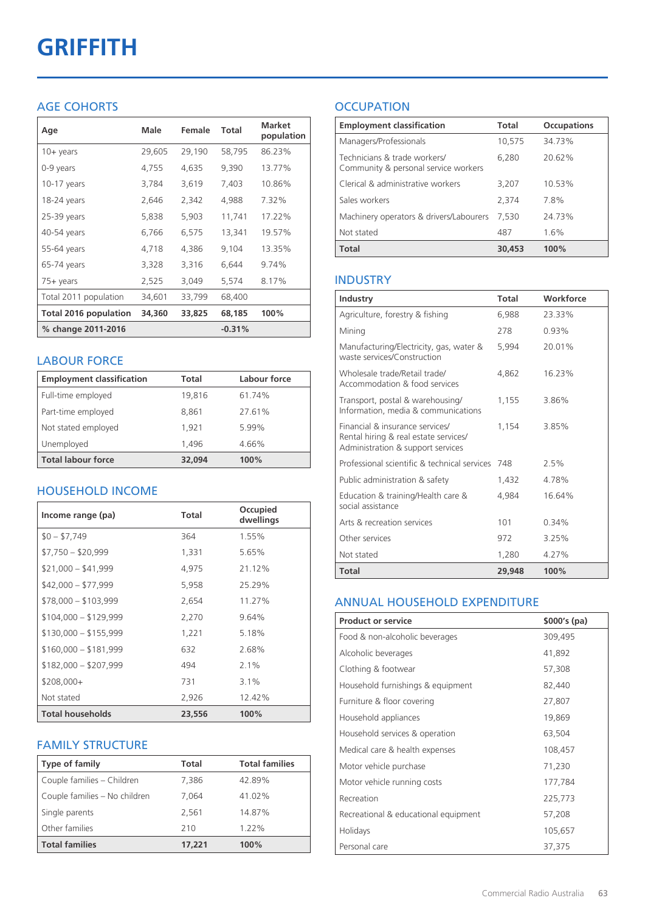# GRIFFITH

## AGE COHORTS

| Age | Male | Female | Total | Market population |
|---|---|---|---|---|
| 10+ years | 29,605 | 29,190 | 58,795 | 86.23% |
| 0-9 years | 4,755 | 4,635 | 9,390 | 13.77% |
| 10-17 years | 3,784 | 3,619 | 7,403 | 10.86% |
| 18-24 years | 2,646 | 2,342 | 4,988 | 7.32% |
| 25-39 years | 5,838 | 5,903 | 11,741 | 17.22% |
| 40-54 years | 6,766 | 6,575 | 13,341 | 19.57% |
| 55-64 years | 4,718 | 4,386 | 9,104 | 13.35% |
| 65-74 years | 3,328 | 3,316 | 6,644 | 9.74% |
| 75+ years | 2,525 | 3,049 | 5,574 | 8.17% |
| Total 2011 population | 34,601 | 33,799 | 68,400 | |
| **Total 2016 population** | **34,360** | **33,825** | **68,185** | **100%** |
| **% change 2011-2016** | | | **-0.31%** | |

## LABOUR FORCE

| Employment classification | Total | Labour force |
|---|---|---|
| Full-time employed | 19,816 | 61.74% |
| Part-time employed | 8,861 | 27.61% |
| Not stated employed | 1,921 | 5.99% |
| Unemployed | 1,496 | 4.66% |
| **Total labour force** | **32,094** | **100%** |

## HOUSEHOLD INCOME

| Income range (pa) | Total | Occupied dwellings |
|---|---|---|
| $0 – $7,749 | 364 | 1.55% |
| $7,750 – $20,999 | 1,331 | 5.65% |
| $21,000 – $41,999 | 4,975 | 21.12% |
| $42,000 – $77,999 | 5,958 | 25.29% |
| $78,000 – $103,999 | 2,654 | 11.27% |
| $104,000 – $129,999 | 2,270 | 9.64% |
| $130,000 – $155,999 | 1,221 | 5.18% |
| $160,000 – $181,999 | 632 | 2.68% |
| $182,000 – $207,999 | 494 | 2.1% |
| $208,000+ | 731 | 3.1% |
| Not stated | 2,926 | 12.42% |
| **Total households** | **23,556** | **100%** |

## FAMILY STRUCTURE

| Type of family | Total | Total families |
|---|---|---|
| Couple families – Children | 7,386 | 42.89% |
| Couple families – No children | 7,064 | 41.02% |
| Single parents | 2,561 | 14.87% |
| Other families | 210 | 1.22% |
| **Total families** | **17,221** | **100%** |

## OCCUPATION

| Employment classification | Total | Occupations |
|---|---|---|
| Managers/Professionals | 10,575 | 34.73% |
| Technicians & trade workers/ Community & personal service workers | 6,280 | 20.62% |
| Clerical & administrative workers | 3,207 | 10.53% |
| Sales workers | 2,374 | 7.8% |
| Machinery operators & drivers/Labourers | 7,530 | 24.73% |
| Not stated | 487 | 1.6% |
| **Total** | **30,453** | **100%** |

## INDUSTRY

| Industry | Total | Workforce |
|---|---|---|
| Agriculture, forestry & fishing | 6,988 | 23.33% |
| Mining | 278 | 0.93% |
| Manufacturing/Electricity, gas, water & waste services/Construction | 5,994 | 20.01% |
| Wholesale trade/Retail trade/ Accommodation & food services | 4,862 | 16.23% |
| Transport, postal & warehousing/ Information, media & communications | 1,155 | 3.86% |
| Financial & insurance services/ Rental hiring & real estate services/ Administration & support services | 1,154 | 3.85% |
| Professional scientific & technical services | 748 | 2.5% |
| Public administration & safety | 1,432 | 4.78% |
| Education & training/Health care & social assistance | 4,984 | 16.64% |
| Arts & recreation services | 101 | 0.34% |
| Other services | 972 | 3.25% |
| Not stated | 1,280 | 4.27% |
| **Total** | **29,948** | **100%** |

## ANNUAL HOUSEHOLD EXPENDITURE

| Product or service | $000's (pa) |
|---|---|
| Food & non-alcoholic beverages | 309,495 |
| Alcoholic beverages | 41,892 |
| Clothing & footwear | 57,308 |
| Household furnishings & equipment | 82,440 |
| Furniture & floor covering | 27,807 |
| Household appliances | 19,869 |
| Household services & operation | 63,504 |
| Medical care & health expenses | 108,457 |
| Motor vehicle purchase | 71,230 |
| Motor vehicle running costs | 177,784 |
| Recreation | 225,773 |
| Recreational & educational equipment | 57,208 |
| Holidays | 105,657 |
| Personal care | 37,375 |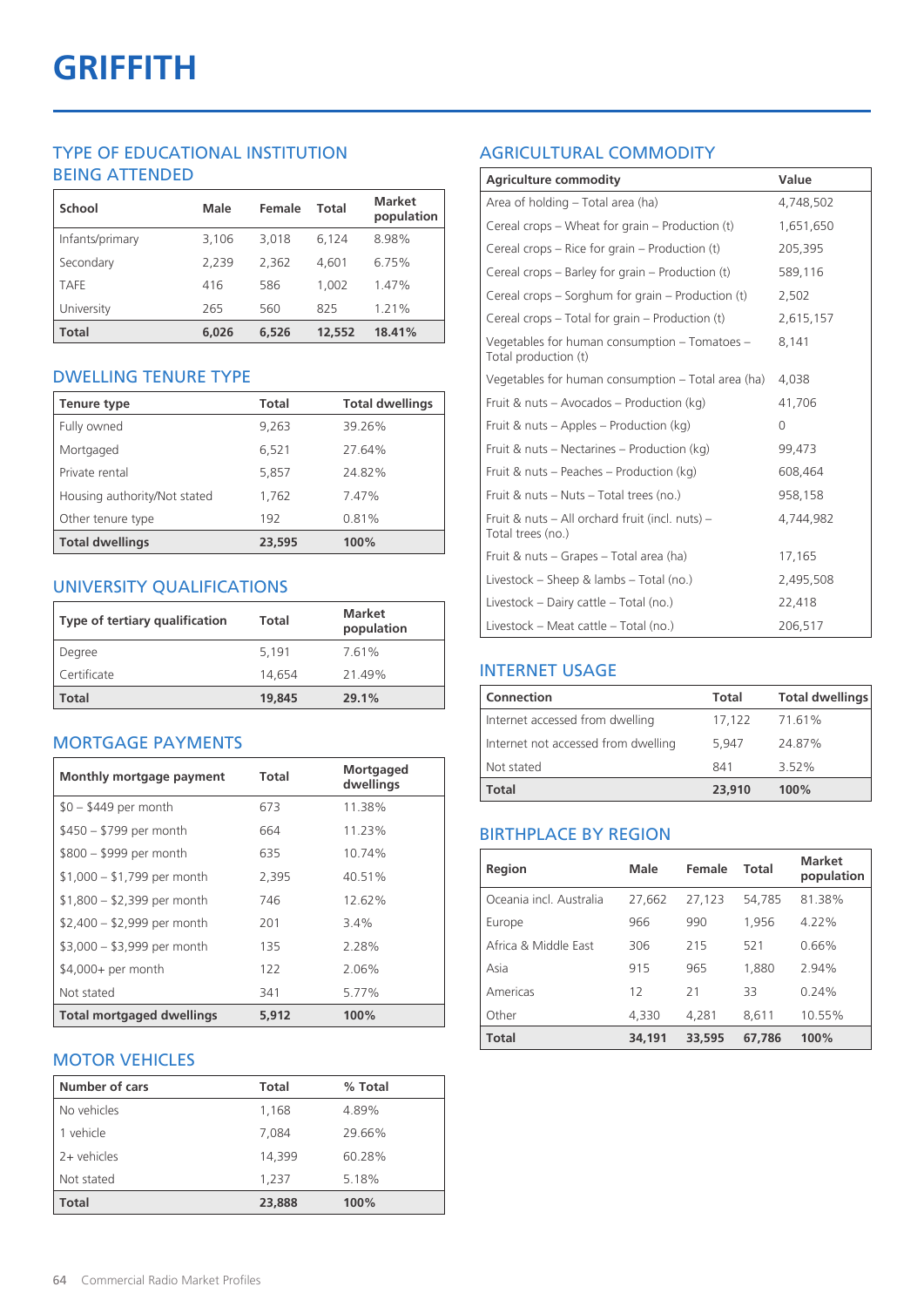# GRIFFITH

## TYPE OF EDUCATIONAL INSTITUTION BEING ATTENDED

| School | Male | Female | Total | Market population |
|---|---|---|---|---|
| Infants/primary | 3,106 | 3,018 | 6,124 | 8.98% |
| Secondary | 2,239 | 2,362 | 4,601 | 6.75% |
| TAFE | 416 | 586 | 1,002 | 1.47% |
| University | 265 | 560 | 825 | 1.21% |
| **Total** | **6,026** | **6,526** | **12,552** | **18.41%** |

## DWELLING TENURE TYPE

| Tenure type | Total | Total dwellings |
|---|---|---|
| Fully owned | 9,263 | 39.26% |
| Mortgaged | 6,521 | 27.64% |
| Private rental | 5,857 | 24.82% |
| Housing authority/Not stated | 1,762 | 7.47% |
| Other tenure type | 192 | 0.81% |
| **Total dwellings** | **23,595** | **100%** |

## UNIVERSITY QUALIFICATIONS

| Type of tertiary qualification | Total | Market population |
|---|---|---|
| Degree | 5,191 | 7.61% |
| Certificate | 14,654 | 21.49% |
| **Total** | **19,845** | **29.1%** |

## MORTGAGE PAYMENTS

| Monthly mortgage payment | Total | Mortgaged dwellings |
|---|---|---|
| $0 – $449 per month | 673 | 11.38% |
| $450 – $799 per month | 664 | 11.23% |
| $800 – $999 per month | 635 | 10.74% |
| $1,000 – $1,799 per month | 2,395 | 40.51% |
| $1,800 – $2,399 per month | 746 | 12.62% |
| $2,400 – $2,999 per month | 201 | 3.4% |
| $3,000 – $3,999 per month | 135 | 2.28% |
| $4,000+ per month | 122 | 2.06% |
| Not stated | 341 | 5.77% |
| **Total mortgaged dwellings** | **5,912** | **100%** |

## MOTOR VEHICLES

| Number of cars | Total | % Total |
|---|---|---|
| No vehicles | 1,168 | 4.89% |
| 1 vehicle | 7,084 | 29.66% |
| 2+ vehicles | 14,399 | 60.28% |
| Not stated | 1,237 | 5.18% |
| **Total** | **23,888** | **100%** |

## AGRICULTURAL COMMODITY

| Agriculture commodity | Value |
|---|---|
| Area of holding – Total area (ha) | 4,748,502 |
| Cereal crops – Wheat for grain – Production (t) | 1,651,650 |
| Cereal crops – Rice for grain – Production (t) | 205,395 |
| Cereal crops – Barley for grain – Production (t) | 589,116 |
| Cereal crops – Sorghum for grain – Production (t) | 2,502 |
| Cereal crops – Total for grain – Production (t) | 2,615,157 |
| Vegetables for human consumption – Tomatoes – Total production (t) | 8,141 |
| Vegetables for human consumption – Total area (ha) | 4,038 |
| Fruit & nuts – Avocados – Production (kg) | 41,706 |
| Fruit & nuts – Apples – Production (kg) | 0 |
| Fruit & nuts – Nectarines – Production (kg) | 99,473 |
| Fruit & nuts – Peaches – Production (kg) | 608,464 |
| Fruit & nuts – Nuts – Total trees (no.) | 958,158 |
| Fruit & nuts – All orchard fruit (incl. nuts) – Total trees (no.) | 4,744,982 |
| Fruit & nuts – Grapes – Total area (ha) | 17,165 |
| Livestock – Sheep & lambs – Total (no.) | 2,495,508 |
| Livestock – Dairy cattle – Total (no.) | 22,418 |
| Livestock – Meat cattle – Total (no.) | 206,517 |

## INTERNET USAGE

| Connection | Total | Total dwellings |
|---|---|---|
| Internet accessed from dwelling | 17,122 | 71.61% |
| Internet not accessed from dwelling | 5,947 | 24.87% |
| Not stated | 841 | 3.52% |
| **Total** | **23,910** | **100%** |

## BIRTHPLACE BY REGION

| Region | Male | Female | Total | Market population |
|---|---|---|---|---|
| Oceania incl. Australia | 27,662 | 27,123 | 54,785 | 81.38% |
| Europe | 966 | 990 | 1,956 | 4.22% |
| Africa & Middle East | 306 | 215 | 521 | 0.66% |
| Asia | 915 | 965 | 1,880 | 2.94% |
| Americas | 12 | 21 | 33 | 0.24% |
| Other | 4,330 | 4,281 | 8,611 | 10.55% |
| **Total** | **34,191** | **33,595** | **67,786** | **100%** |